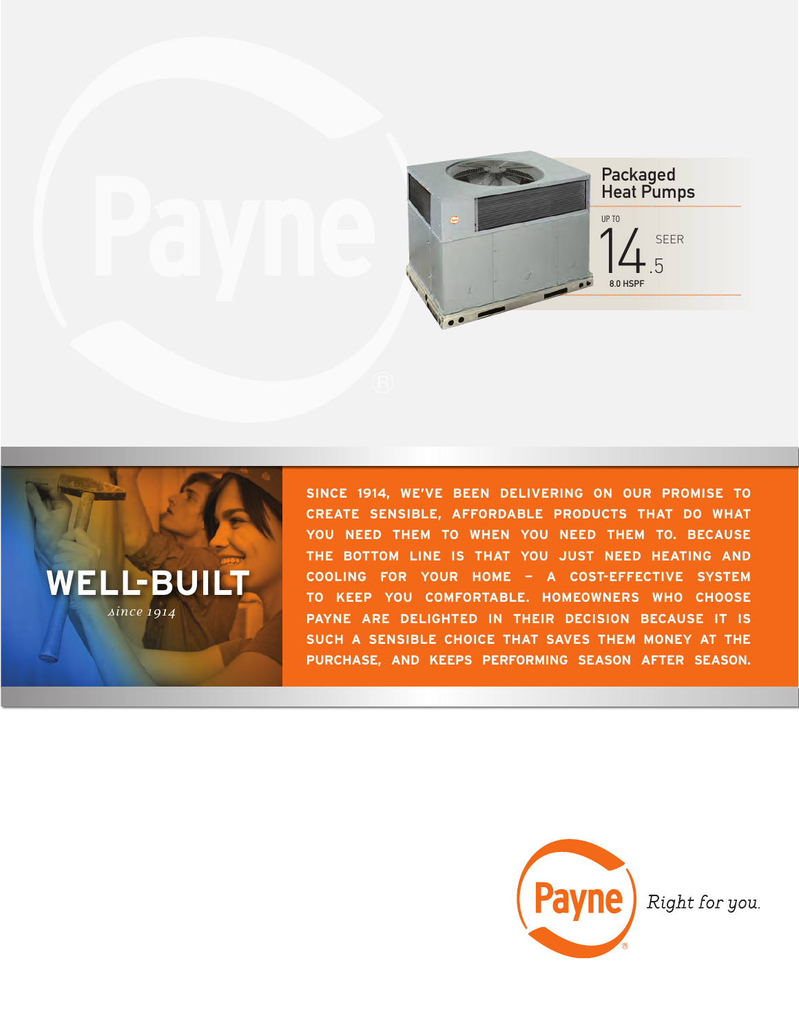# Packaged Heat Pumps

UP TO

14.5 SEER

8.0 HSPF

**WELL-BUILT**

*since 1914*

**SINCE 1914, WE'VE BEEN DELIVERING ON OUR PROMISE TO CREATE SENSIBLE, AFFORDABLE PRODUCTS THAT DO WHAT YOU NEED THEM TO WHEN YOU NEED THEM TO. BECAUSE THE BOTTOM LINE IS THAT YOU JUST NEED HEATING AND COOLING FOR YOUR HOME – A COST-EFFECTIVE SYSTEM TO KEEP YOU COMFORTABLE. HOMEOWNERS WHO CHOOSE PAYNE ARE DELIGHTED IN THEIR DECISION BECAUSE IT IS SUCH A SENSIBLE CHOICE THAT SAVES THEM MONEY AT THE PURCHASE, AND KEEPS PERFORMING SEASON AFTER SEASON.**

Payne® *Right for you.*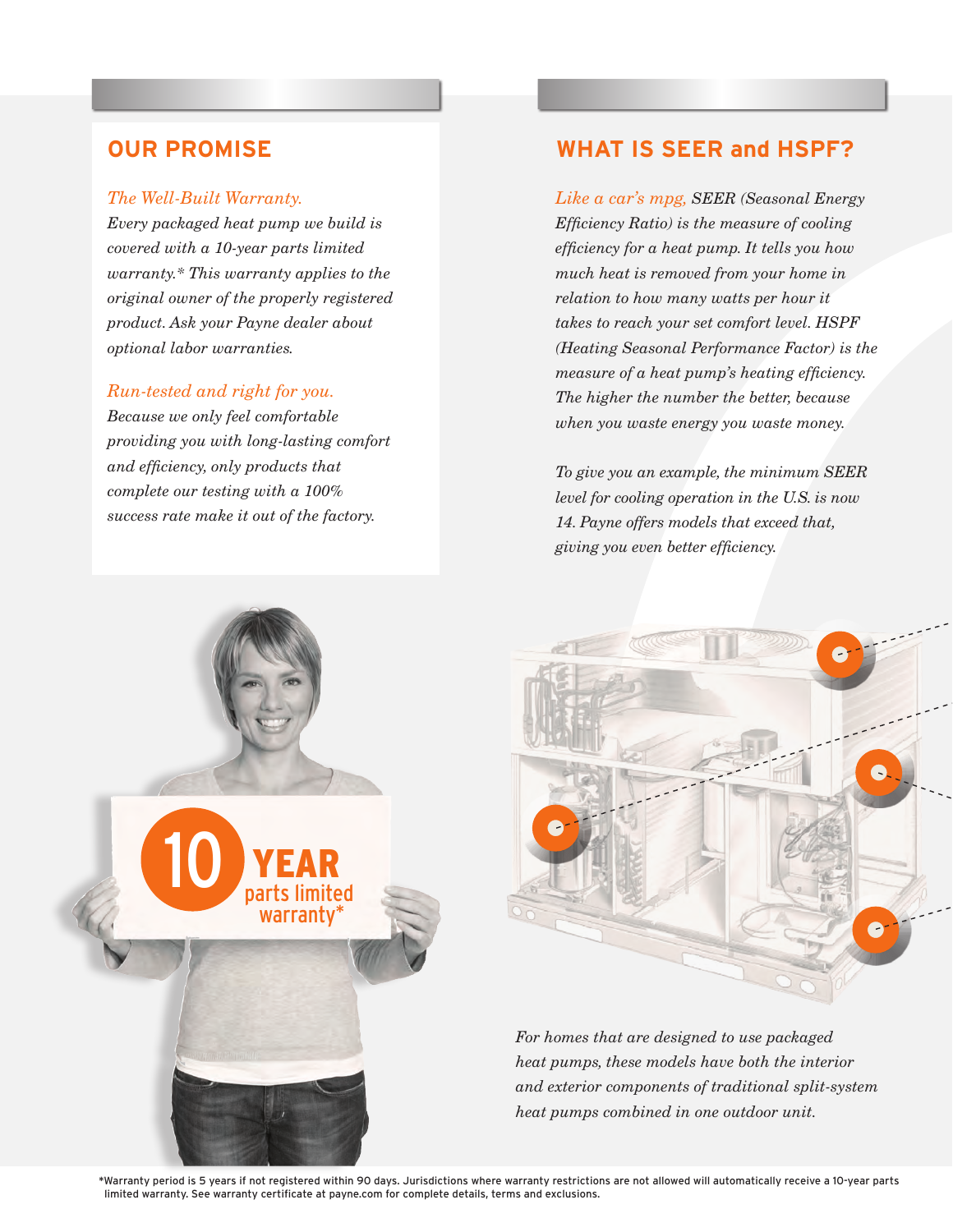## OUR PROMISE

*The Well-Built Warranty.*
*Every packaged heat pump we build is covered with a 10-year parts limited warranty.* This warranty applies to the original owner of the properly registered product. Ask your Payne dealer about optional labor warranties.*

*Run-tested and right for you.*
*Because we only feel comfortable providing you with long-lasting comfort and efficiency, only products that complete our testing with a 100% success rate make it out of the factory.*

## WHAT IS SEER and HSPF?

*Like a car's mpg, SEER (Seasonal Energy Efficiency Ratio) is the measure of cooling efficiency for a heat pump. It tells you how much heat is removed from your home in relation to how many watts per hour it takes to reach your set comfort level. HSPF (Heating Seasonal Performance Factor) is the measure of a heat pump's heating efficiency. The higher the number the better, because when you waste energy you waste money.*

*To give you an example, the minimum SEER level for cooling operation in the U.S. is now 14. Payne offers models that exceed that, giving you even better efficiency.*

10 YEAR parts limited warranty*

*For homes that are designed to use packaged heat pumps, these models have both the interior and exterior components of traditional split-system heat pumps combined in one outdoor unit.*

*Warranty period is 5 years if not registered within 90 days. Jurisdictions where warranty restrictions are not allowed will automatically receive a 10-year parts limited warranty. See warranty certificate at payne.com for complete details, terms and exclusions.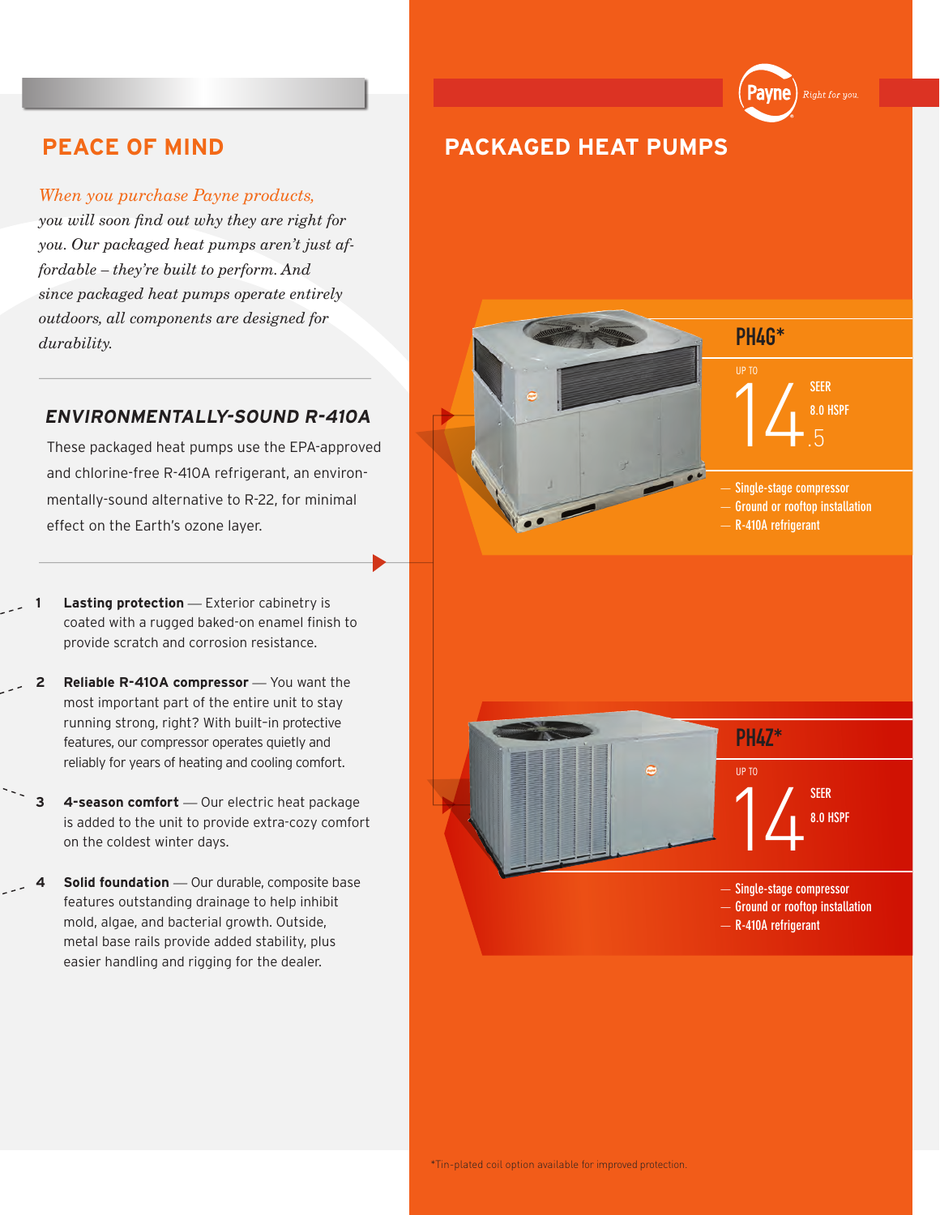## PEACE OF MIND

*When you purchase Payne products, you will soon find out why they are right for you. Our packaged heat pumps aren't just affordable – they're built to perform. And since packaged heat pumps operate entirely outdoors, all components are designed for durability.*

### *ENVIRONMENTALLY-SOUND R-410A*

These packaged heat pumps use the EPA-approved and chlorine-free R-410A refrigerant, an environmentally-sound alternative to R-22, for minimal effect on the Earth's ozone layer.

1. **Lasting protection** — Exterior cabinetry is coated with a rugged baked-on enamel finish to provide scratch and corrosion resistance.
2. **Reliable R-410A compressor** — You want the most important part of the entire unit to stay running strong, right? With built-in protective features, our compressor operates quietly and reliably for years of heating and cooling comfort.
3. **4-season comfort** — Our electric heat package is added to the unit to provide extra-cozy comfort on the coldest winter days.
4. **Solid foundation** — Our durable, composite base features outstanding drainage to help inhibit mold, algae, and bacterial growth. Outside, metal base rails provide added stability, plus easier handling and rigging for the dealer.

## PACKAGED HEAT PUMPS

Payne *Right for you.*

### PH4G*

UP TO 14.5 SEER

8.0 HSPF

- Single-stage compressor
- Ground or rooftop installation
- R-410A refrigerant

### PH4Z*

UP TO 14 SEER

8.0 HSPF

- Single-stage compressor
- Ground or rooftop installation
- R-410A refrigerant

*Tin-plated coil option available for improved protection.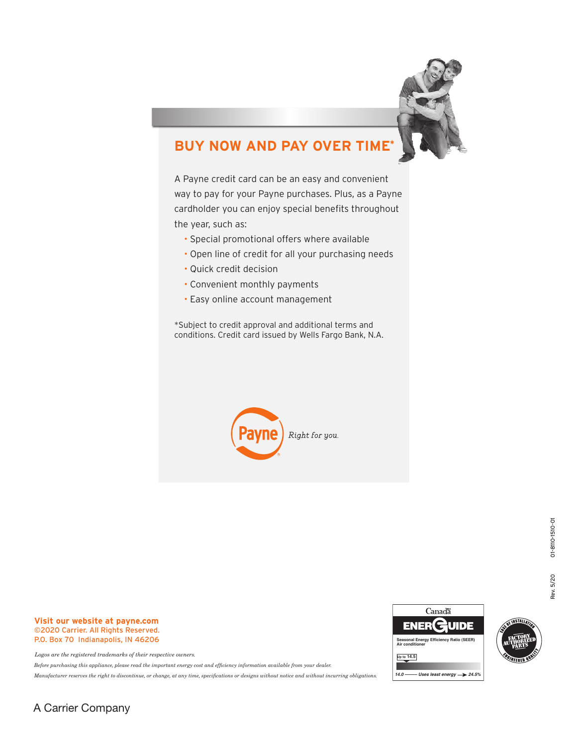## BUY NOW AND PAY OVER TIME*

A Payne credit card can be an easy and convenient way to pay for your Payne purchases. Plus, as a Payne cardholder you can enjoy special benefits throughout the year, such as:

- Special promotional offers where available
- Open line of credit for all your purchasing needs
- Quick credit decision
- Convenient monthly payments
- Easy online account management

*Subject to credit approval and additional terms and conditions. Credit card issued by Wells Fargo Bank, N.A.

Payne *Right for you.*

**Visit our website at payne.com**
©2020 Carrier. All Rights Reserved.
P.O. Box 70 Indianapolis, IN 46206

*Logos are the registered trademarks of their respective owners.*

*Before purchasing this appliance, please read the important energy cost and efficiency information available from your dealer.*

*Manufacturer reserves the right to discontinue, or change, at any time, specifications or designs without notice and without incurring obligations.*

Canada
ENERGUIDE
Seasonal Energy Efficiency Ratio (SEER)
Air conditioner
Up to 14.5
14.0 Uses least energy 24.5%

EASE OF INSTALLATION
FACTORY AUTHORIZED PARTS
ENGINEERED QUALITY

Rev. 5/20 01-8110-1510-01

A Carrier Company